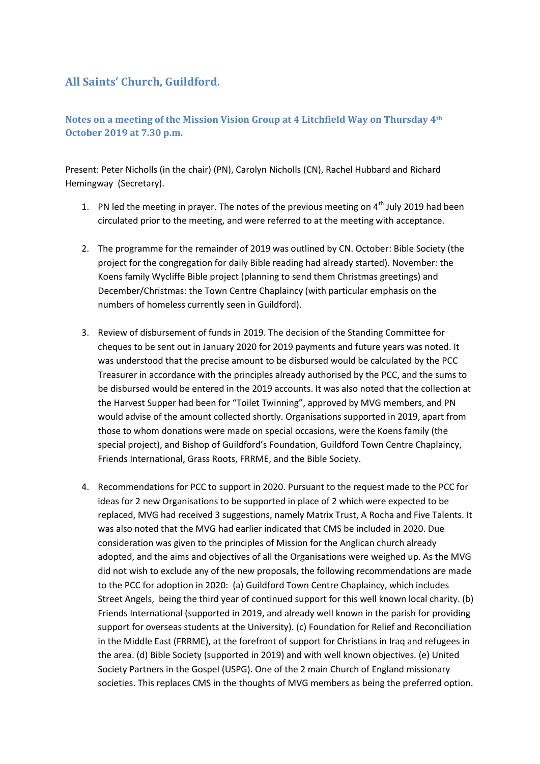## All Saints' Church, Guildford.

### Notes on a meeting of the Mission Vision Group at 4 Litchfield Way on Thursday 4th October 2019 at 7.30 p.m.

Present: Peter Nicholls (in the chair) (PN), Carolyn Nicholls (CN), Rachel Hubbard and Richard Hemingway (Secretary).

1. PN led the meeting in prayer. The notes of the previous meeting on 4th July 2019 had been circulated prior to the meeting, and were referred to at the meeting with acceptance.

2. The programme for the remainder of 2019 was outlined by CN. October: Bible Society (the project for the congregation for daily Bible reading had already started). November: the Koens family Wycliffe Bible project (planning to send them Christmas greetings) and December/Christmas: the Town Centre Chaplaincy (with particular emphasis on the numbers of homeless currently seen in Guildford).

3. Review of disbursement of funds in 2019. The decision of the Standing Committee for cheques to be sent out in January 2020 for 2019 payments and future years was noted. It was understood that the precise amount to be disbursed would be calculated by the PCC Treasurer in accordance with the principles already authorised by the PCC, and the sums to be disbursed would be entered in the 2019 accounts. It was also noted that the collection at the Harvest Supper had been for "Toilet Twinning", approved by MVG members, and PN would advise of the amount collected shortly. Organisations supported in 2019, apart from those to whom donations were made on special occasions, were the Koens family (the special project), and Bishop of Guildford's Foundation, Guildford Town Centre Chaplaincy, Friends International, Grass Roots, FRRME, and the Bible Society.

4. Recommendations for PCC to support in 2020. Pursuant to the request made to the PCC for ideas for 2 new Organisations to be supported in place of 2 which were expected to be replaced, MVG had received 3 suggestions, namely Matrix Trust, A Rocha and Five Talents. It was also noted that the MVG had earlier indicated that CMS be included in 2020. Due consideration was given to the principles of Mission for the Anglican church already adopted, and the aims and objectives of all the Organisations were weighed up. As the MVG did not wish to exclude any of the new proposals, the following recommendations are made to the PCC for adoption in 2020: (a) Guildford Town Centre Chaplaincy, which includes Street Angels, being the third year of continued support for this well known local charity. (b) Friends International (supported in 2019, and already well known in the parish for providing support for overseas students at the University). (c) Foundation for Relief and Reconciliation in the Middle East (FRRME), at the forefront of support for Christians in Iraq and refugees in the area. (d) Bible Society (supported in 2019) and with well known objectives. (e) United Society Partners in the Gospel (USPG). One of the 2 main Church of England missionary societies. This replaces CMS in the thoughts of MVG members as being the preferred option.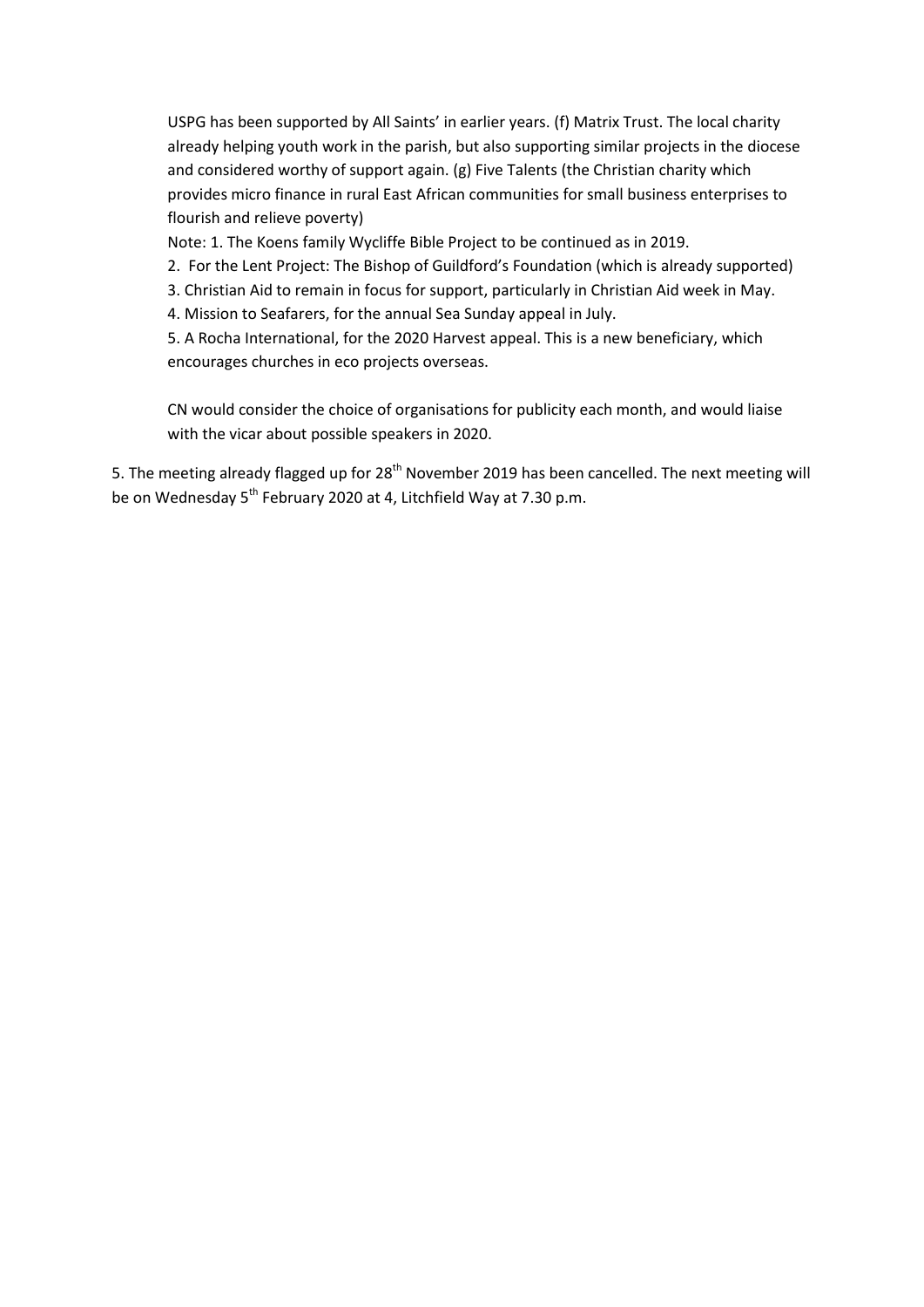USPG has been supported by All Saints' in earlier years. (f) Matrix Trust. The local charity already helping youth work in the parish, but also supporting similar projects in the diocese and considered worthy of support again. (g) Five Talents (the Christian charity which provides micro finance in rural East African communities for small business enterprises to flourish and relieve poverty)

Note: 1. The Koens family Wycliffe Bible Project to be continued as in 2019.

2. For the Lent Project: The Bishop of Guildford's Foundation (which is already supported)

3. Christian Aid to remain in focus for support, particularly in Christian Aid week in May.

4. Mission to Seafarers, for the annual Sea Sunday appeal in July.

5. A Rocha International, for the 2020 Harvest appeal. This is a new beneficiary, which encourages churches in eco projects overseas.

CN would consider the choice of organisations for publicity each month, and would liaise with the vicar about possible speakers in 2020.

5. The meeting already flagged up for 28th November 2019 has been cancelled. The next meeting will be on Wednesday 5th February 2020 at 4, Litchfield Way at 7.30 p.m.